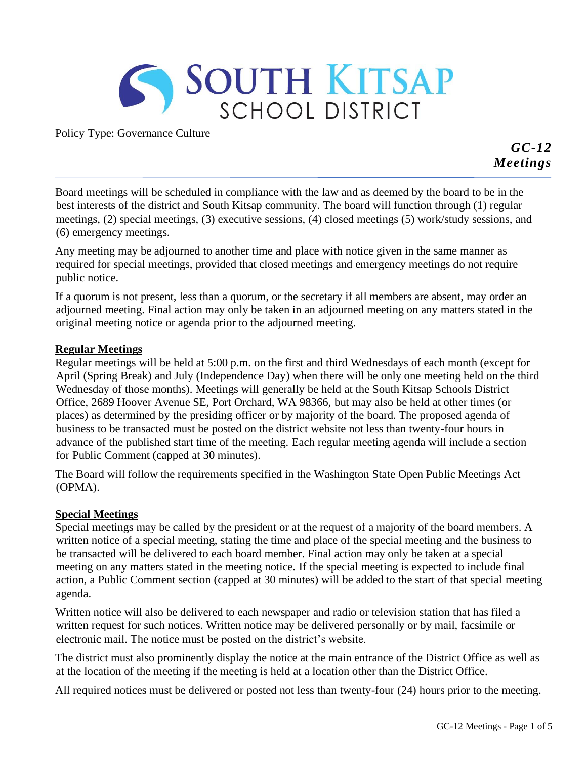# South Kitsap School District

Policy Type: Governance Culture

## *GC-12 Meetings*

Board meetings will be scheduled in compliance with the law and as deemed by the board to be in the best interests of the district and South Kitsap community. The board will function through (1) regular meetings, (2) special meetings, (3) executive sessions, (4) closed meetings (5) work/study sessions, and (6) emergency meetings.

Any meeting may be adjourned to another time and place with notice given in the same manner as required for special meetings, provided that closed meetings and emergency meetings do not require public notice.

If a quorum is not present, less than a quorum, or the secretary if all members are absent, may order an adjourned meeting. Final action may only be taken in an adjourned meeting on any matters stated in the original meeting notice or agenda prior to the adjourned meeting.

### Regular Meetings

Regular meetings will be held at 5:00 p.m. on the first and third Wednesdays of each month (except for April (Spring Break) and July (Independence Day) when there will be only one meeting held on the third Wednesday of those months). Meetings will generally be held at the South Kitsap Schools District Office, 2689 Hoover Avenue SE, Port Orchard, WA 98366, but may also be held at other times (or places) as determined by the presiding officer or by majority of the board. The proposed agenda of business to be transacted must be posted on the district website not less than twenty-four hours in advance of the published start time of the meeting. Each regular meeting agenda will include a section for Public Comment (capped at 30 minutes).

The Board will follow the requirements specified in the Washington State Open Public Meetings Act (OPMA).

### Special Meetings

Special meetings may be called by the president or at the request of a majority of the board members. A written notice of a special meeting, stating the time and place of the special meeting and the business to be transacted will be delivered to each board member. Final action may only be taken at a special meeting on any matters stated in the meeting notice. If the special meeting is expected to include final action, a Public Comment section (capped at 30 minutes) will be added to the start of that special meeting agenda.

Written notice will also be delivered to each newspaper and radio or television station that has filed a written request for such notices. Written notice may be delivered personally or by mail, facsimile or electronic mail. The notice must be posted on the district's website.

The district must also prominently display the notice at the main entrance of the District Office as well as at the location of the meeting if the meeting is held at a location other than the District Office.

All required notices must be delivered or posted not less than twenty-four (24) hours prior to the meeting.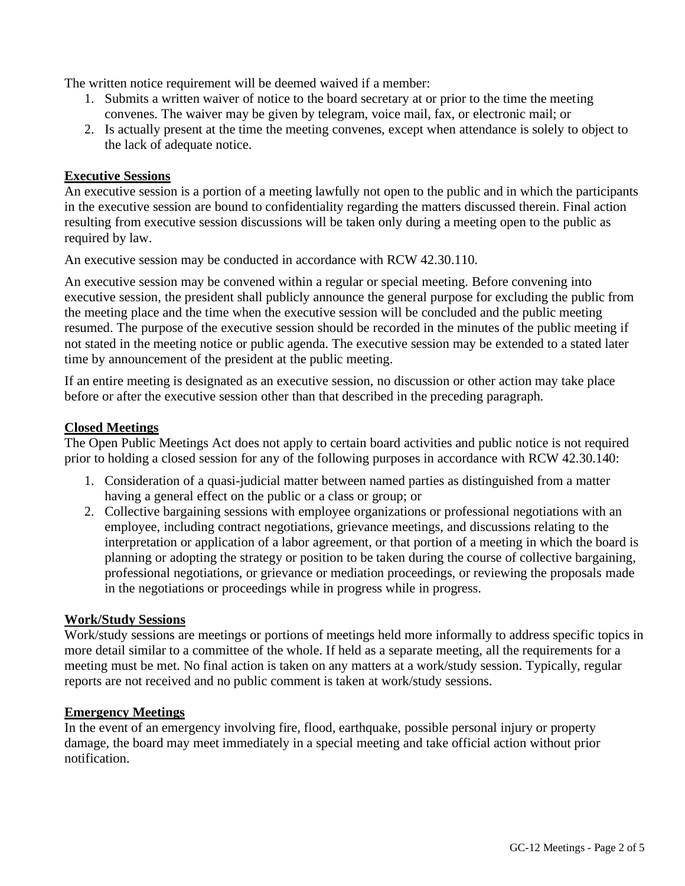The written notice requirement will be deemed waived if a member:

1. Submits a written waiver of notice to the board secretary at or prior to the time the meeting convenes. The waiver may be given by telegram, voice mail, fax, or electronic mail; or
2. Is actually present at the time the meeting convenes, except when attendance is solely to object to the lack of adequate notice.

**Executive Sessions**

An executive session is a portion of a meeting lawfully not open to the public and in which the participants in the executive session are bound to confidentiality regarding the matters discussed therein. Final action resulting from executive session discussions will be taken only during a meeting open to the public as required by law.

An executive session may be conducted in accordance with RCW 42.30.110.

An executive session may be convened within a regular or special meeting. Before convening into executive session, the president shall publicly announce the general purpose for excluding the public from the meeting place and the time when the executive session will be concluded and the public meeting resumed. The purpose of the executive session should be recorded in the minutes of the public meeting if not stated in the meeting notice or public agenda. The executive session may be extended to a stated later time by announcement of the president at the public meeting.

If an entire meeting is designated as an executive session, no discussion or other action may take place before or after the executive session other than that described in the preceding paragraph.

**Closed Meetings**

The Open Public Meetings Act does not apply to certain board activities and public notice is not required prior to holding a closed session for any of the following purposes in accordance with RCW 42.30.140:

1. Consideration of a quasi-judicial matter between named parties as distinguished from a matter having a general effect on the public or a class or group; or
2. Collective bargaining sessions with employee organizations or professional negotiations with an employee, including contract negotiations, grievance meetings, and discussions relating to the interpretation or application of a labor agreement, or that portion of a meeting in which the board is planning or adopting the strategy or position to be taken during the course of collective bargaining, professional negotiations, or grievance or mediation proceedings, or reviewing the proposals made in the negotiations or proceedings while in progress while in progress.

**Work/Study Sessions**

Work/study sessions are meetings or portions of meetings held more informally to address specific topics in more detail similar to a committee of the whole. If held as a separate meeting, all the requirements for a meeting must be met. No final action is taken on any matters at a work/study session. Typically, regular reports are not received and no public comment is taken at work/study sessions.

**Emergency Meetings**

In the event of an emergency involving fire, flood, earthquake, possible personal injury or property damage, the board may meet immediately in a special meeting and take official action without prior notification.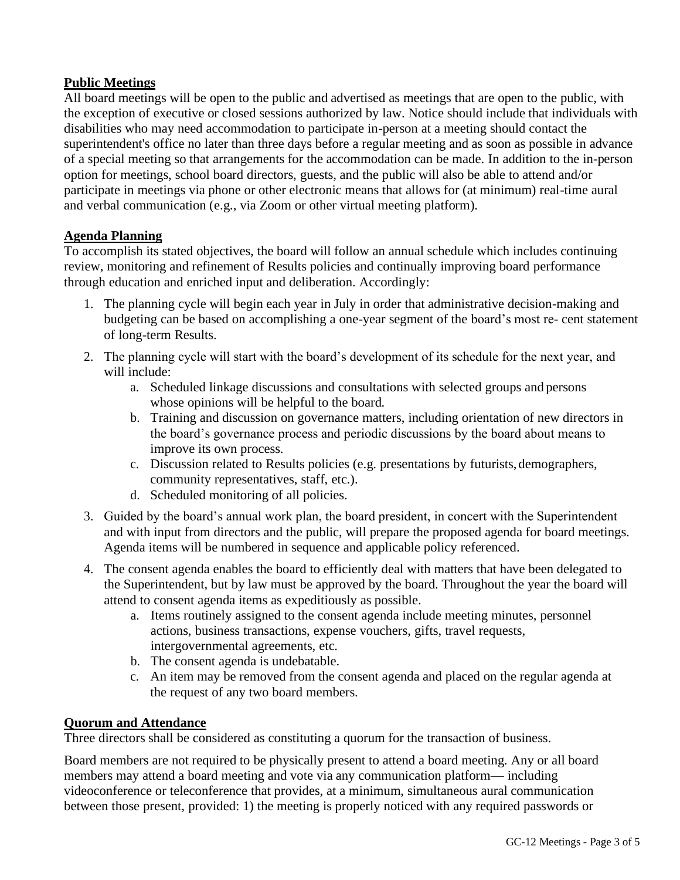## Public Meetings

All board meetings will be open to the public and advertised as meetings that are open to the public, with the exception of executive or closed sessions authorized by law. Notice should include that individuals with disabilities who may need accommodation to participate in-person at a meeting should contact the superintendent's office no later than three days before a regular meeting and as soon as possible in advance of a special meeting so that arrangements for the accommodation can be made. In addition to the in-person option for meetings, school board directors, guests, and the public will also be able to attend and/or participate in meetings via phone or other electronic means that allows for (at minimum) real-time aural and verbal communication (e.g., via Zoom or other virtual meeting platform).

## Agenda Planning

To accomplish its stated objectives, the board will follow an annual schedule which includes continuing review, monitoring and refinement of Results policies and continually improving board performance through education and enriched input and deliberation. Accordingly:

1. The planning cycle will begin each year in July in order that administrative decision-making and budgeting can be based on accomplishing a one-year segment of the board's most re- cent statement of long-term Results.
2. The planning cycle will start with the board's development of its schedule for the next year, and will include:
   a. Scheduled linkage discussions and consultations with selected groups and persons whose opinions will be helpful to the board.
   b. Training and discussion on governance matters, including orientation of new directors in the board's governance process and periodic discussions by the board about means to improve its own process.
   c. Discussion related to Results policies (e.g. presentations by futurists, demographers, community representatives, staff, etc.).
   d. Scheduled monitoring of all policies.
3. Guided by the board's annual work plan, the board president, in concert with the Superintendent and with input from directors and the public, will prepare the proposed agenda for board meetings. Agenda items will be numbered in sequence and applicable policy referenced.
4. The consent agenda enables the board to efficiently deal with matters that have been delegated to the Superintendent, but by law must be approved by the board. Throughout the year the board will attend to consent agenda items as expeditiously as possible.
   a. Items routinely assigned to the consent agenda include meeting minutes, personnel actions, business transactions, expense vouchers, gifts, travel requests, intergovernmental agreements, etc.
   b. The consent agenda is undebatable.
   c. An item may be removed from the consent agenda and placed on the regular agenda at the request of any two board members.

## Quorum and Attendance

Three directors shall be considered as constituting a quorum for the transaction of business.

Board members are not required to be physically present to attend a board meeting. Any or all board members may attend a board meeting and vote via any communication platform— including videoconference or teleconference that provides, at a minimum, simultaneous aural communication between those present, provided: 1) the meeting is properly noticed with any required passwords or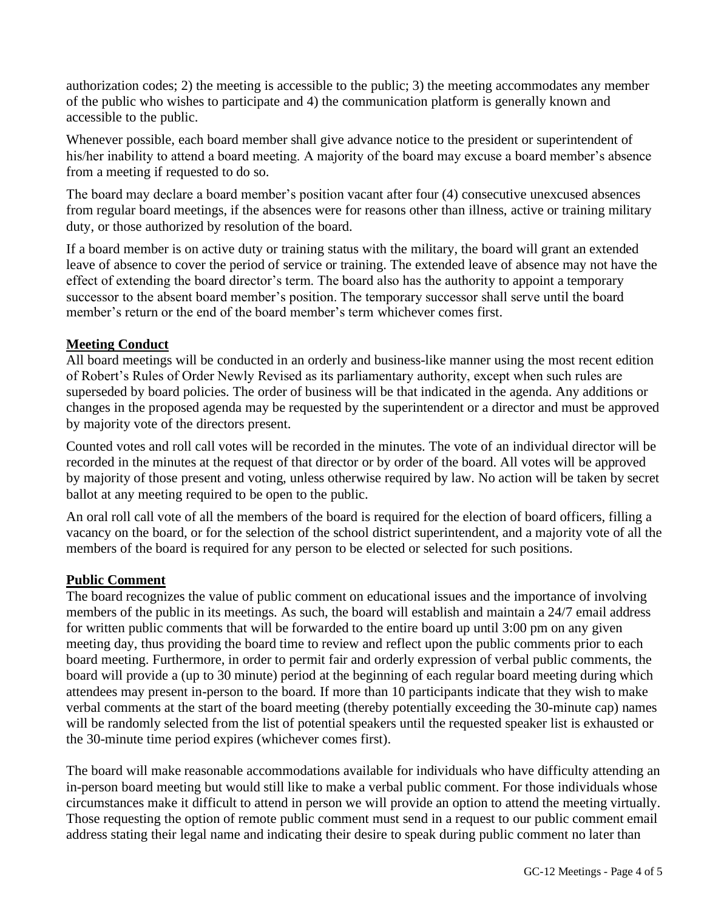authorization codes; 2) the meeting is accessible to the public; 3) the meeting accommodates any member of the public who wishes to participate and 4) the communication platform is generally known and accessible to the public.

Whenever possible, each board member shall give advance notice to the president or superintendent of his/her inability to attend a board meeting. A majority of the board may excuse a board member's absence from a meeting if requested to do so.

The board may declare a board member's position vacant after four (4) consecutive unexcused absences from regular board meetings, if the absences were for reasons other than illness, active or training military duty, or those authorized by resolution of the board.

If a board member is on active duty or training status with the military, the board will grant an extended leave of absence to cover the period of service or training. The extended leave of absence may not have the effect of extending the board director's term. The board also has the authority to appoint a temporary successor to the absent board member's position. The temporary successor shall serve until the board member's return or the end of the board member's term whichever comes first.

## Meeting Conduct

All board meetings will be conducted in an orderly and business-like manner using the most recent edition of Robert's Rules of Order Newly Revised as its parliamentary authority, except when such rules are superseded by board policies. The order of business will be that indicated in the agenda. Any additions or changes in the proposed agenda may be requested by the superintendent or a director and must be approved by majority vote of the directors present.

Counted votes and roll call votes will be recorded in the minutes. The vote of an individual director will be recorded in the minutes at the request of that director or by order of the board. All votes will be approved by majority of those present and voting, unless otherwise required by law. No action will be taken by secret ballot at any meeting required to be open to the public.

An oral roll call vote of all the members of the board is required for the election of board officers, filling a vacancy on the board, or for the selection of the school district superintendent, and a majority vote of all the members of the board is required for any person to be elected or selected for such positions.

## Public Comment

The board recognizes the value of public comment on educational issues and the importance of involving members of the public in its meetings. As such, the board will establish and maintain a 24/7 email address for written public comments that will be forwarded to the entire board up until 3:00 pm on any given meeting day, thus providing the board time to review and reflect upon the public comments prior to each board meeting. Furthermore, in order to permit fair and orderly expression of verbal public comments, the board will provide a (up to 30 minute) period at the beginning of each regular board meeting during which attendees may present in-person to the board. If more than 10 participants indicate that they wish to make verbal comments at the start of the board meeting (thereby potentially exceeding the 30-minute cap) names will be randomly selected from the list of potential speakers until the requested speaker list is exhausted or the 30-minute time period expires (whichever comes first).

The board will make reasonable accommodations available for individuals who have difficulty attending an in-person board meeting but would still like to make a verbal public comment. For those individuals whose circumstances make it difficult to attend in person we will provide an option to attend the meeting virtually. Those requesting the option of remote public comment must send in a request to our public comment email address stating their legal name and indicating their desire to speak during public comment no later than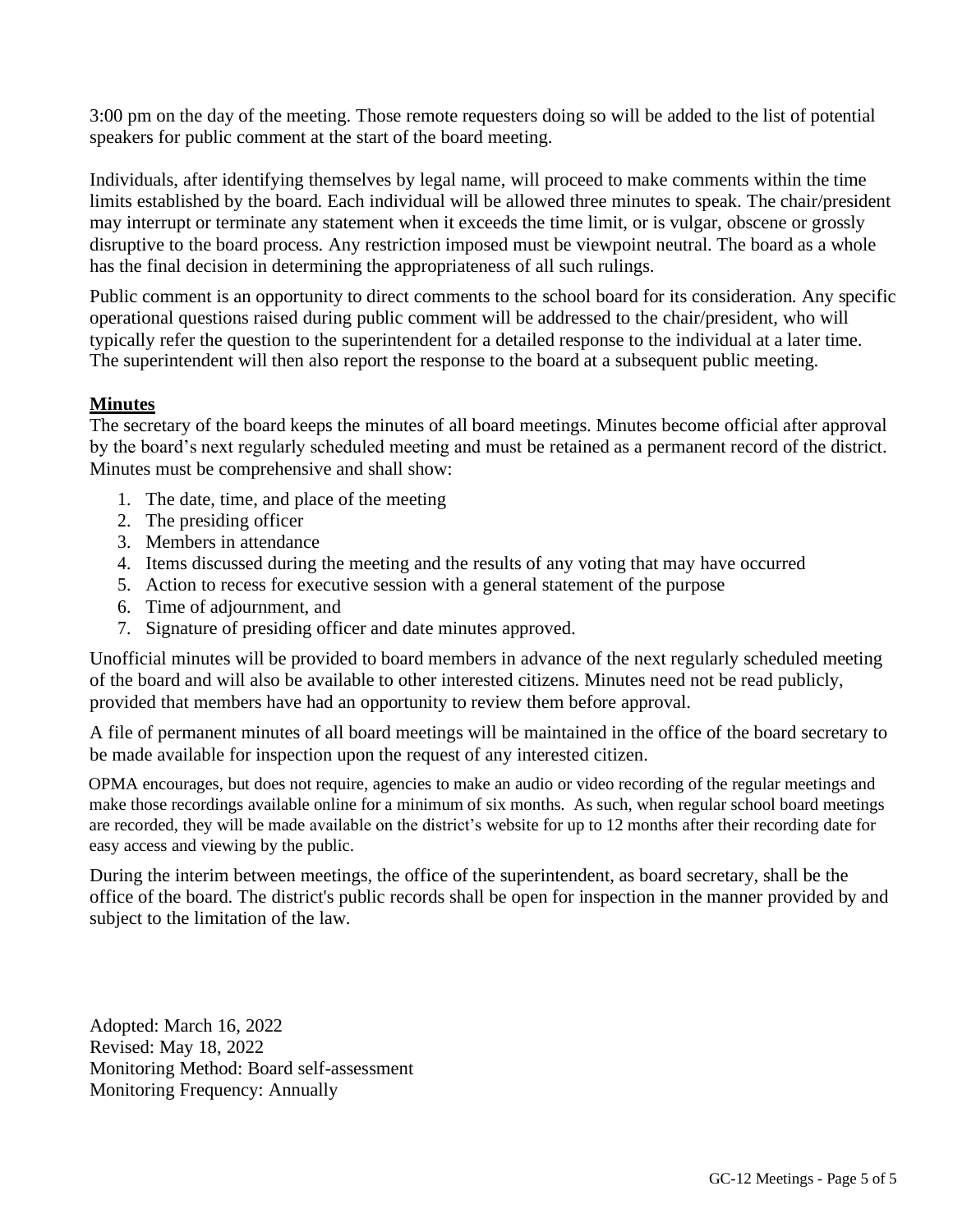3:00 pm on the day of the meeting. Those remote requesters doing so will be added to the list of potential speakers for public comment at the start of the board meeting.

Individuals, after identifying themselves by legal name, will proceed to make comments within the time limits established by the board. Each individual will be allowed three minutes to speak. The chair/president may interrupt or terminate any statement when it exceeds the time limit, or is vulgar, obscene or grossly disruptive to the board process. Any restriction imposed must be viewpoint neutral. The board as a whole has the final decision in determining the appropriateness of all such rulings.

Public comment is an opportunity to direct comments to the school board for its consideration. Any specific operational questions raised during public comment will be addressed to the chair/president, who will typically refer the question to the superintendent for a detailed response to the individual at a later time. The superintendent will then also report the response to the board at a subsequent public meeting.

**Minutes**

The secretary of the board keeps the minutes of all board meetings. Minutes become official after approval by the board's next regularly scheduled meeting and must be retained as a permanent record of the district. Minutes must be comprehensive and shall show:

1. The date, time, and place of the meeting
2. The presiding officer
3. Members in attendance
4. Items discussed during the meeting and the results of any voting that may have occurred
5. Action to recess for executive session with a general statement of the purpose
6. Time of adjournment, and
7. Signature of presiding officer and date minutes approved.

Unofficial minutes will be provided to board members in advance of the next regularly scheduled meeting of the board and will also be available to other interested citizens. Minutes need not be read publicly, provided that members have had an opportunity to review them before approval.

A file of permanent minutes of all board meetings will be maintained in the office of the board secretary to be made available for inspection upon the request of any interested citizen.

OPMA encourages, but does not require, agencies to make an audio or video recording of the regular meetings and make those recordings available online for a minimum of six months. As such, when regular school board meetings are recorded, they will be made available on the district's website for up to 12 months after their recording date for easy access and viewing by the public.

During the interim between meetings, the office of the superintendent, as board secretary, shall be the office of the board. The district's public records shall be open for inspection in the manner provided by and subject to the limitation of the law.

Adopted: March 16, 2022
Revised: May 18, 2022
Monitoring Method: Board self-assessment
Monitoring Frequency: Annually